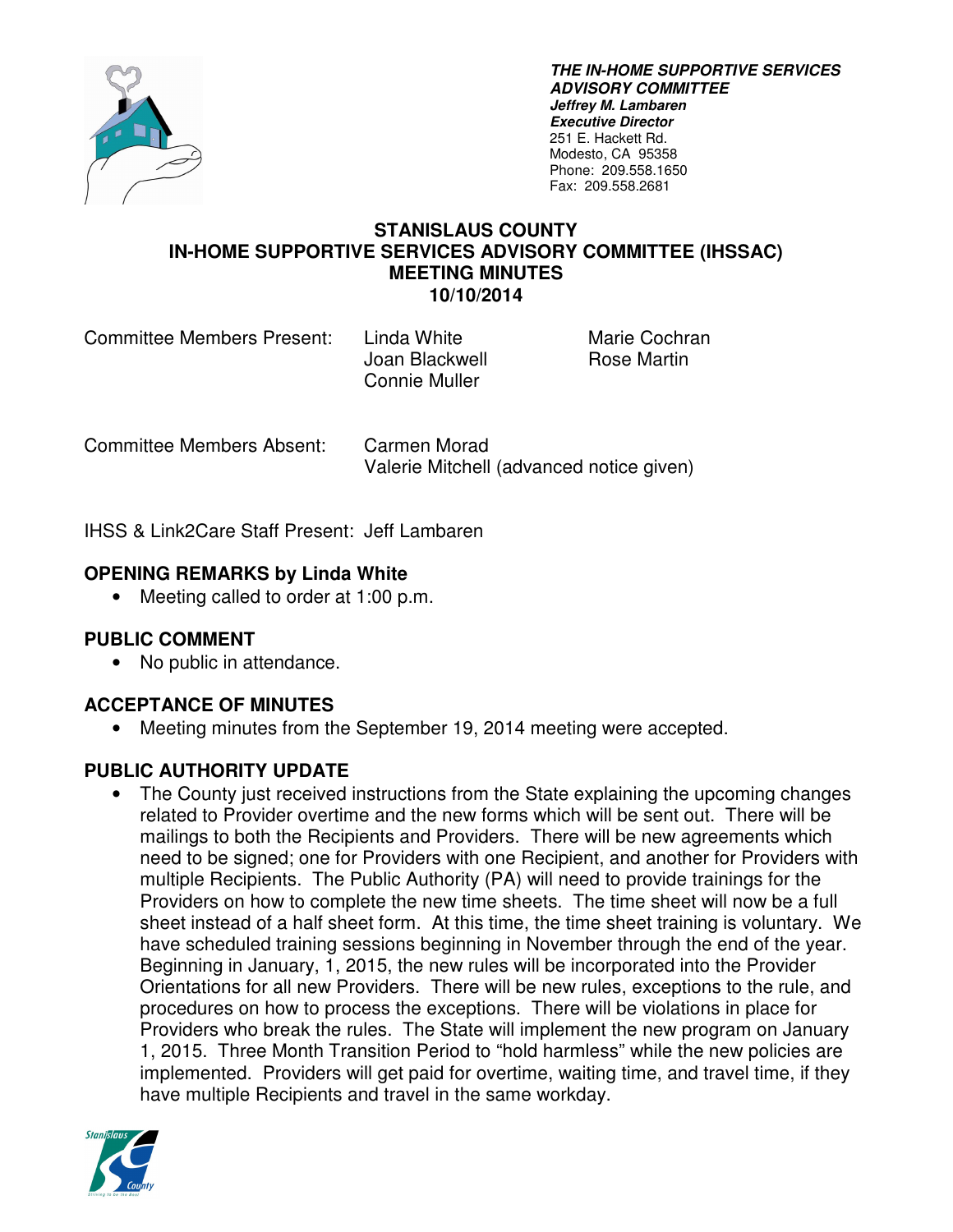**THE IN-HOME SUPPORTIVE SERVICES ADVISORY COMMITTEE**
***Jeffrey M. Lambaren***
***Executive Director***
251 E. Hackett Rd.
Modesto, CA 95358
Phone: 209.558.1650
Fax: 209.558.2681

# STANISLAUS COUNTY
# IN-HOME SUPPORTIVE SERVICES ADVISORY COMMITTEE (IHSSAC)
# MEETING MINUTES
# 10/10/2014

Committee Members Present: Linda White, Joan Blackwell, Connie Muller, Marie Cochran, Rose Martin

Committee Members Absent: Carmen Morad, Valerie Mitchell (advanced notice given)

IHSS & Link2Care Staff Present: Jeff Lambaren

## OPENING REMARKS by Linda White

- Meeting called to order at 1:00 p.m.

## PUBLIC COMMENT

- No public in attendance.

## ACCEPTANCE OF MINUTES

- Meeting minutes from the September 19, 2014 meeting were accepted.

## PUBLIC AUTHORITY UPDATE

- The County just received instructions from the State explaining the upcoming changes related to Provider overtime and the new forms which will be sent out. There will be mailings to both the Recipients and Providers. There will be new agreements which need to be signed; one for Providers with one Recipient, and another for Providers with multiple Recipients. The Public Authority (PA) will need to provide trainings for the Providers on how to complete the new time sheets. The time sheet will now be a full sheet instead of a half sheet form. At this time, the time sheet training is voluntary. We have scheduled training sessions beginning in November through the end of the year. Beginning in January, 1, 2015, the new rules will be incorporated into the Provider Orientations for all new Providers. There will be new rules, exceptions to the rule, and procedures on how to process the exceptions. There will be violations in place for Providers who break the rules. The State will implement the new program on January 1, 2015. Three Month Transition Period to "hold harmless" while the new policies are implemented. Providers will get paid for overtime, waiting time, and travel time, if they have multiple Recipients and travel in the same workday.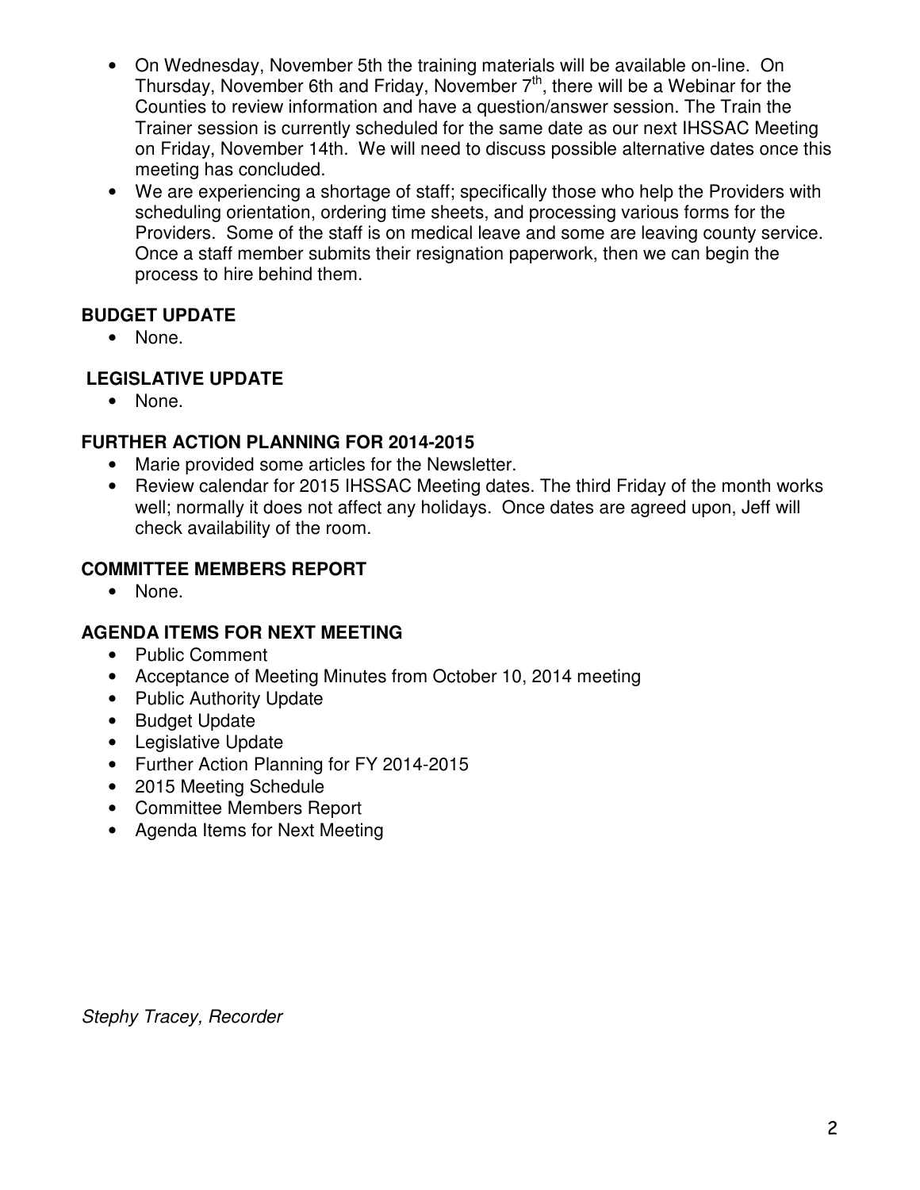- On Wednesday, November 5th the training materials will be available on-line. On Thursday, November 6th and Friday, November 7th, there will be a Webinar for the Counties to review information and have a question/answer session. The Train the Trainer session is currently scheduled for the same date as our next IHSSAC Meeting on Friday, November 14th. We will need to discuss possible alternative dates once this meeting has concluded.
- We are experiencing a shortage of staff; specifically those who help the Providers with scheduling orientation, ordering time sheets, and processing various forms for the Providers. Some of the staff is on medical leave and some are leaving county service. Once a staff member submits their resignation paperwork, then we can begin the process to hire behind them.

**BUDGET UPDATE**

- None.

**LEGISLATIVE UPDATE**

- None.

**FURTHER ACTION PLANNING FOR 2014-2015**

- Marie provided some articles for the Newsletter.
- Review calendar for 2015 IHSSAC Meeting dates. The third Friday of the month works well; normally it does not affect any holidays. Once dates are agreed upon, Jeff will check availability of the room.

**COMMITTEE MEMBERS REPORT**

- None.

**AGENDA ITEMS FOR NEXT MEETING**

- Public Comment
- Acceptance of Meeting Minutes from October 10, 2014 meeting
- Public Authority Update
- Budget Update
- Legislative Update
- Further Action Planning for FY 2014-2015
- 2015 Meeting Schedule
- Committee Members Report
- Agenda Items for Next Meeting

*Stephy Tracey, Recorder*